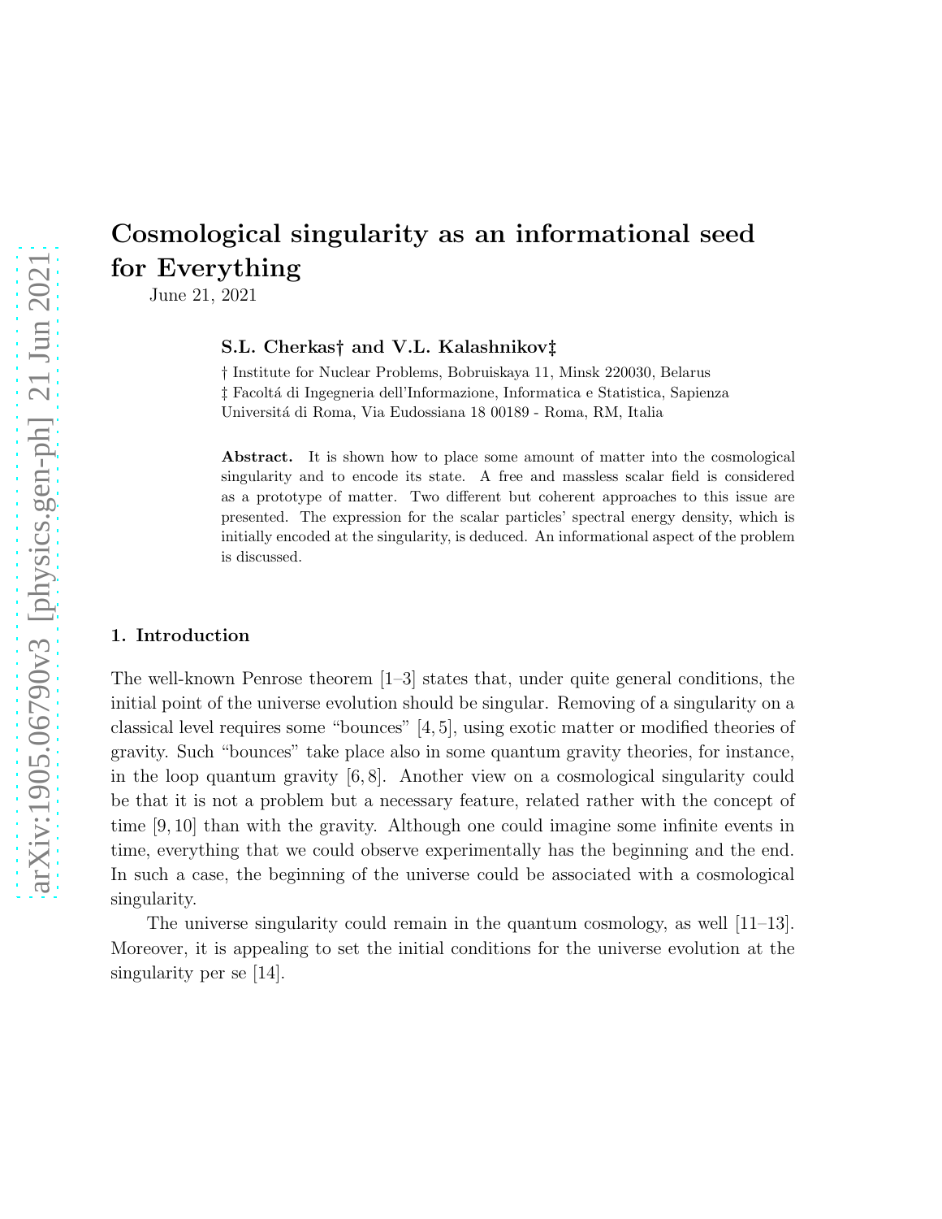# Cosmological singularity as an informational seed for Everything

June 21, 2021

**S.L. Cherkas† and V.L. Kalashnikov‡**

† Institute for Nuclear Problems, Bobruiskaya 11, Minsk 220030, Belarus
‡ Facoltá di Ingegneria dell'Informazione, Informatica e Statistica, Sapienza Universitá di Roma, Via Eudossiana 18 00189 - Roma, RM, Italia

**Abstract.** It is shown how to place some amount of matter into the cosmological singularity and to encode its state. A free and massless scalar field is considered as a prototype of matter. Two different but coherent approaches to this issue are presented. The expression for the scalar particles' spectral energy density, which is initially encoded at the singularity, is deduced. An informational aspect of the problem is discussed.

## 1. Introduction

The well-known Penrose theorem [1–3] states that, under quite general conditions, the initial point of the universe evolution should be singular. Removing of a singularity on a classical level requires some "bounces" [4, 5], using exotic matter or modified theories of gravity. Such "bounces" take place also in some quantum gravity theories, for instance, in the loop quantum gravity [6, 8]. Another view on a cosmological singularity could be that it is not a problem but a necessary feature, related rather with the concept of time [9, 10] than with the gravity. Although one could imagine some infinite events in time, everything that we could observe experimentally has the beginning and the end. In such a case, the beginning of the universe could be associated with a cosmological singularity.

The universe singularity could remain in the quantum cosmology, as well [11–13]. Moreover, it is appealing to set the initial conditions for the universe evolution at the singularity per se [14].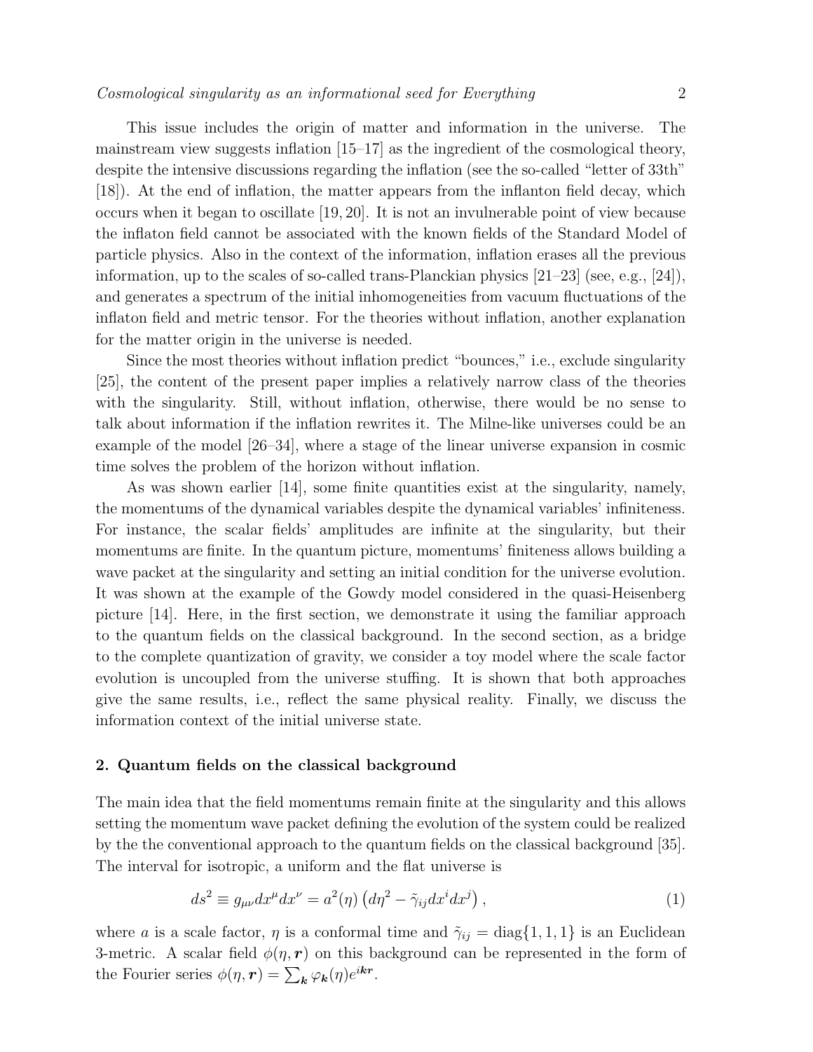This issue includes the origin of matter and information in the universe. The mainstream view suggests inflation [15–17] as the ingredient of the cosmological theory, despite the intensive discussions regarding the inflation (see the so-called "letter of 33th" [18]). At the end of inflation, the matter appears from the inflanton field decay, which occurs when it began to oscillate [19, 20]. It is not an invulnerable point of view because the inflaton field cannot be associated with the known fields of the Standard Model of particle physics. Also in the context of the information, inflation erases all the previous information, up to the scales of so-called trans-Planckian physics [21–23] (see, e.g., [24]), and generates a spectrum of the initial inhomogeneities from vacuum fluctuations of the inflaton field and metric tensor. For the theories without inflation, another explanation for the matter origin in the universe is needed.

Since the most theories without inflation predict "bounces," i.e., exclude singularity [25], the content of the present paper implies a relatively narrow class of the theories with the singularity. Still, without inflation, otherwise, there would be no sense to talk about information if the inflation rewrites it. The Milne-like universes could be an example of the model [26–34], where a stage of the linear universe expansion in cosmic time solves the problem of the horizon without inflation.

As was shown earlier [14], some finite quantities exist at the singularity, namely, the momentums of the dynamical variables despite the dynamical variables' infiniteness. For instance, the scalar fields' amplitudes are infinite at the singularity, but their momentums are finite. In the quantum picture, momentums' finiteness allows building a wave packet at the singularity and setting an initial condition for the universe evolution. It was shown at the example of the Gowdy model considered in the quasi-Heisenberg picture [14]. Here, in the first section, we demonstrate it using the familiar approach to the quantum fields on the classical background. In the second section, as a bridge to the complete quantization of gravity, we consider a toy model where the scale factor evolution is uncoupled from the universe stuffing. It is shown that both approaches give the same results, i.e., reflect the same physical reality. Finally, we discuss the information context of the initial universe state.

## 2. Quantum fields on the classical background

The main idea that the field momentums remain finite at the singularity and this allows setting the momentum wave packet defining the evolution of the system could be realized by the the conventional approach to the quantum fields on the classical background [35]. The interval for isotropic, a uniform and the flat universe is

$$ds^2 \equiv g_{\mu\nu}dx^\mu dx^\nu = a^2(\eta)\left(d\eta^2 - \tilde{\gamma}_{ij}dx^i dx^j\right), \tag{1}$$

where $a$ is a scale factor, $\eta$ is a conformal time and $\tilde{\gamma}_{ij} = \mathrm{diag}\{1, 1, 1\}$ is an Euclidean 3-metric. A scalar field $\phi(\eta, \boldsymbol{r})$ on this background can be represented in the form of the Fourier series $\phi(\eta, \boldsymbol{r}) = \sum_{\boldsymbol{k}} \varphi_{\boldsymbol{k}}(\eta) e^{i\boldsymbol{k}\boldsymbol{r}}$.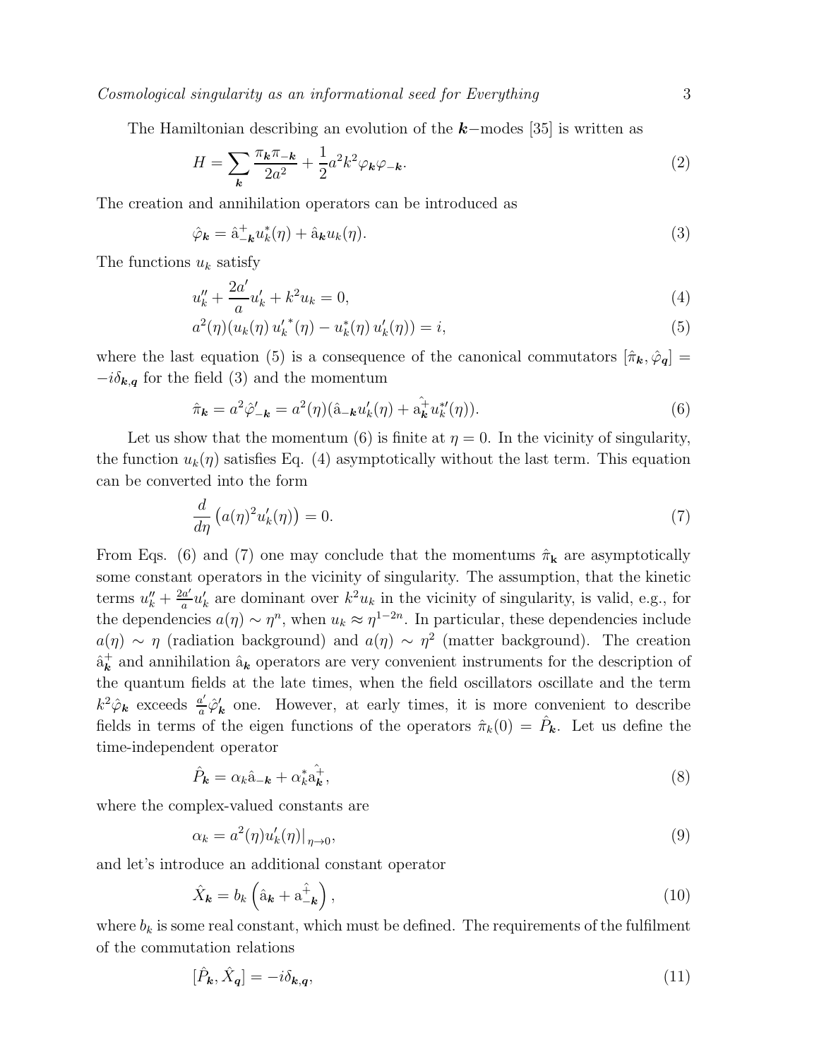The Hamiltonian describing an evolution of the $\boldsymbol{k}$−modes [35] is written as

$$H = \sum_{\boldsymbol{k}} \frac{\pi_{\boldsymbol{k}} \pi_{-\boldsymbol{k}}}{2a^2} + \frac{1}{2} a^2 k^2 \varphi_{\boldsymbol{k}} \varphi_{-\boldsymbol{k}}. \tag{2}$$

The creation and annihilation operators can be introduced as

$$\hat{\varphi}_{\boldsymbol{k}} = \hat{\mathrm{a}}^{+}_{-\boldsymbol{k}} u_k^*(\eta) + \hat{\mathrm{a}}_{\boldsymbol{k}} u_k(\eta). \tag{3}$$

The functions $u_k$ satisfy

$$u_k'' + \frac{2a'}{a} u_k' + k^2 u_k = 0, \tag{4}$$

$$a^2(\eta)(u_k(\eta)\, {u_k'}^*(\eta) - u_k^*(\eta)\, u_k'(\eta)) = i, \tag{5}$$

where the last equation (5) is a consequence of the canonical commutators $[\hat{\pi}_{\boldsymbol{k}}, \hat{\varphi}_{\boldsymbol{q}}] = -i\delta_{\boldsymbol{k},\boldsymbol{q}}$ for the field (3) and the momentum

$$\hat{\pi}_{\boldsymbol{k}} = a^2 \hat{\varphi}'_{-\boldsymbol{k}} = a^2(\eta)(\hat{\mathrm{a}}_{-\boldsymbol{k}} u_k'(\eta) + \hat{\mathrm{a}}^{+}_{\boldsymbol{k}} u_k^{*\prime}(\eta)). \tag{6}$$

Let us show that the momentum (6) is finite at $\eta = 0$. In the vicinity of singularity, the function $u_k(\eta)$ satisfies Eq. (4) asymptotically without the last term. This equation can be converted into the form

$$\frac{d}{d\eta}\left(a(\eta)^2 u_k'(\eta)\right) = 0. \tag{7}$$

From Eqs. (6) and (7) one may conclude that the momentums $\hat{\pi}_{\mathbf{k}}$ are asymptotically some constant operators in the vicinity of singularity. The assumption, that the kinetic terms $u_k'' + \frac{2a'}{a} u_k'$ are dominant over $k^2 u_k$ in the vicinity of singularity, is valid, e.g., for the dependencies $a(\eta) \sim \eta^n$, when $u_k \approx \eta^{1-2n}$. In particular, these dependencies include $a(\eta) \sim \eta$ (radiation background) and $a(\eta) \sim \eta^2$ (matter background). The creation $\hat{\mathrm{a}}^{+}_{\boldsymbol{k}}$ and annihilation $\hat{\mathrm{a}}_{\boldsymbol{k}}$ operators are very convenient instruments for the description of the quantum fields at the late times, when the field oscillators oscillate and the term $k^2 \hat{\varphi}_{\boldsymbol{k}}$ exceeds $\frac{a'}{a} \hat{\varphi}'_{\boldsymbol{k}}$ one. However, at early times, it is more convenient to describe fields in terms of the eigen functions of the operators $\hat{\pi}_k(0) = \hat{P}_{\boldsymbol{k}}$. Let us define the time-independent operator

$$\hat{P}_{\boldsymbol{k}} = \alpha_k \hat{\mathrm{a}}_{-\boldsymbol{k}} + \alpha_k^* \hat{\mathrm{a}}^{+}_{\boldsymbol{k}}, \tag{8}$$

where the complex-valued constants are

$$\alpha_k = a^2(\eta) u_k'(\eta)\big|_{\eta \to 0}, \tag{9}$$

and let's introduce an additional constant operator

$$\hat{X}_{\boldsymbol{k}} = b_k \left( \hat{\mathrm{a}}_{\boldsymbol{k}} + \hat{\mathrm{a}}^{+}_{-\boldsymbol{k}} \right), \tag{10}$$

where $b_k$ is some real constant, which must be defined. The requirements of the fulfilment of the commutation relations

$$[\hat{P}_{\boldsymbol{k}}, \hat{X}_{\boldsymbol{q}}] = -i\delta_{\boldsymbol{k},\boldsymbol{q}}, \tag{11}$$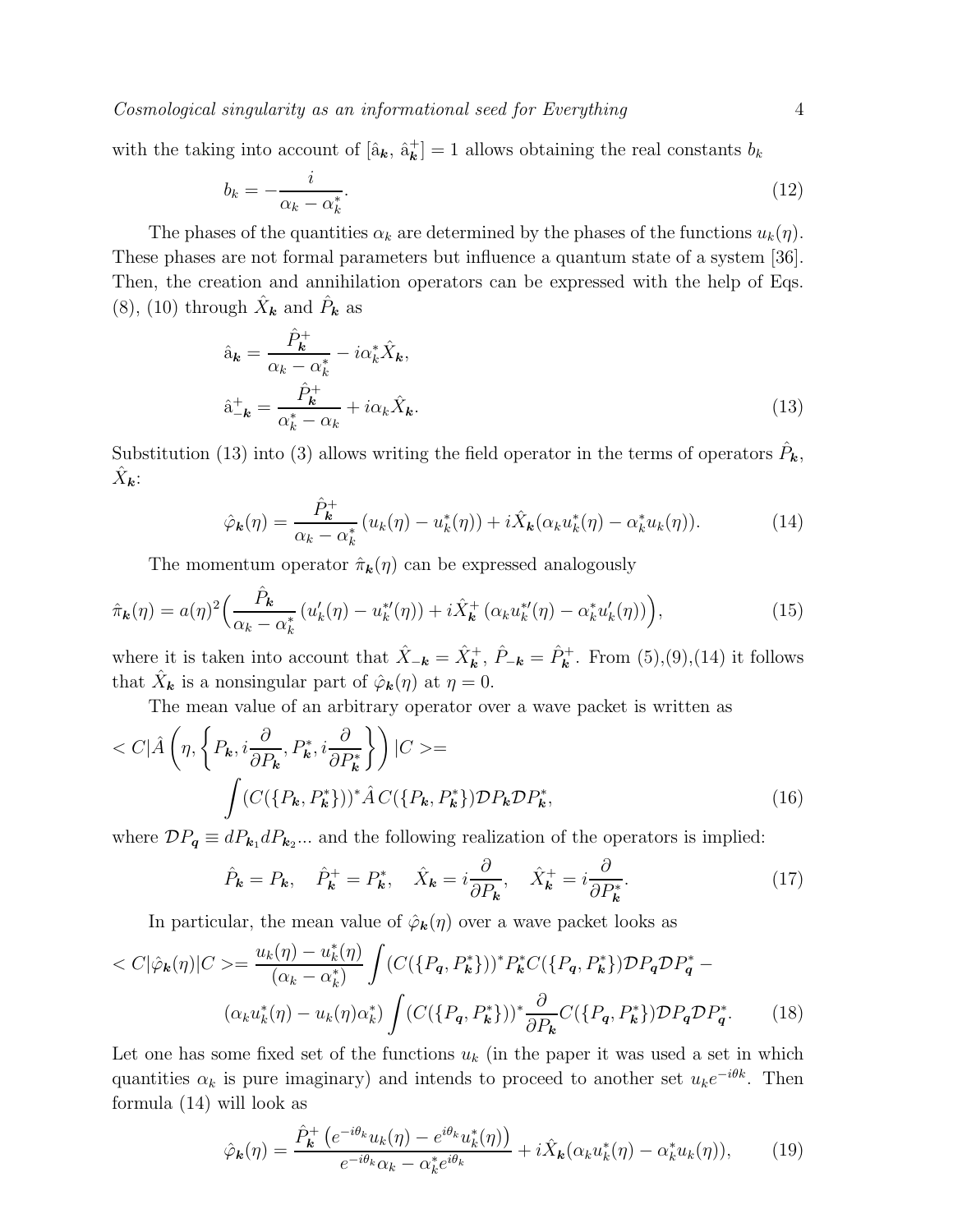with the taking into account of $[\hat{a}_{\boldsymbol{k}},\, \hat{a}^{+}_{\boldsymbol{k}}] = 1$ allows obtaining the real constants $b_k$

$$b_k = -\frac{i}{\alpha_k - \alpha_k^*}. \tag{12}$$

The phases of the quantities $\alpha_k$ are determined by the phases of the functions $u_k(\eta)$. These phases are not formal parameters but influence a quantum state of a system [36]. Then, the creation and annihilation operators can be expressed with the help of Eqs. (8), (10) through $\hat{X}_{\boldsymbol{k}}$ and $\hat{P}_{\boldsymbol{k}}$ as

$$\begin{aligned}
\hat{a}_{\boldsymbol{k}} &= \frac{\hat{P}^{+}_{\boldsymbol{k}}}{\alpha_k - \alpha_k^*} - i\alpha_k^* \hat{X}_{\boldsymbol{k}}, \\
\hat{a}^{+}_{-\boldsymbol{k}} &= \frac{\hat{P}^{+}_{\boldsymbol{k}}}{\alpha_k^* - \alpha_k} + i\alpha_k \hat{X}_{\boldsymbol{k}}.
\end{aligned} \tag{13}$$

Substitution (13) into (3) allows writing the field operator in the terms of operators $\hat{P}_{\boldsymbol{k}}$, $\hat{X}_{\boldsymbol{k}}$:

$$\hat{\varphi}_{\boldsymbol{k}}(\eta) = \frac{\hat{P}^{+}_{\boldsymbol{k}}}{\alpha_k - \alpha_k^*} \left(u_k(\eta) - u_k^*(\eta)\right) + i\hat{X}_{\boldsymbol{k}}(\alpha_k u_k^*(\eta) - \alpha_k^* u_k(\eta)). \tag{14}$$

The momentum operator $\hat{\pi}_{\boldsymbol{k}}(\eta)$ can be expressed analogously

$$\hat{\pi}_{\boldsymbol{k}}(\eta) = a(\eta)^2 \Big( \frac{\hat{P}_{\boldsymbol{k}}}{\alpha_k - \alpha_k^*} \left(u_k'(\eta) - u_k^{*\prime}(\eta)\right) + i\hat{X}^{+}_{\boldsymbol{k}} \left(\alpha_k u_k^{*\prime}(\eta) - \alpha_k^* u_k'(\eta)\right) \Big), \tag{15}$$

where it is taken into account that $\hat{X}_{-\boldsymbol{k}} = \hat{X}^{+}_{\boldsymbol{k}}$, $\hat{P}_{-\boldsymbol{k}} = \hat{P}^{+}_{\boldsymbol{k}}$. From (5),(9),(14) it follows that $\hat{X}_{\boldsymbol{k}}$ is a nonsingular part of $\hat{\varphi}_{\boldsymbol{k}}(\eta)$ at $\eta = 0$.

The mean value of an arbitrary operator over a wave packet is written as

$$\begin{aligned}
< C|\hat{A}\left(\eta, \left\{P_{\boldsymbol{k}}, i\frac{\partial}{\partial P_{\boldsymbol{k}}}, P_{\boldsymbol{k}}^*, i\frac{\partial}{\partial P_{\boldsymbol{k}}^*}\right\}\right)|C> &= \\
\int (C(\{P_{\boldsymbol{k}}, P_{\boldsymbol{k}}^*\}))^* \hat{A}\, C(\{P_{\boldsymbol{k}}, P_{\boldsymbol{k}}^*\}) \mathcal{D}P_{\boldsymbol{k}} \mathcal{D}P_{\boldsymbol{k}}^*,
\end{aligned} \tag{16}$$

where $\mathcal{D}P_{\boldsymbol{q}} \equiv dP_{\boldsymbol{k}_1} dP_{\boldsymbol{k}_2} \ldots$ and the following realization of the operators is implied:

$$\hat{P}_{\boldsymbol{k}} = P_{\boldsymbol{k}}, \quad \hat{P}^{+}_{\boldsymbol{k}} = P^{*}_{\boldsymbol{k}}, \quad \hat{X}_{\boldsymbol{k}} = i\frac{\partial}{\partial P_{\boldsymbol{k}}}, \quad \hat{X}^{+}_{\boldsymbol{k}} = i\frac{\partial}{\partial P^{*}_{\boldsymbol{k}}}. \tag{17}$$

In particular, the mean value of $\hat{\varphi}_{\boldsymbol{k}}(\eta)$ over a wave packet looks as

$$\begin{aligned}
< C|\hat{\varphi}_{\boldsymbol{k}}(\eta)|C> = \frac{u_k(\eta) - u_k^*(\eta)}{(\alpha_k - \alpha_k^*)} \int (C(\{P_{\boldsymbol{q}}, P_{\boldsymbol{k}}^*\}))^* P_{\boldsymbol{k}}^* C(\{P_{\boldsymbol{q}}, P_{\boldsymbol{k}}^*\}) \mathcal{D}P_{\boldsymbol{q}} \mathcal{D}P_{\boldsymbol{q}}^* - \\
(\alpha_k u_k^*(\eta) - u_k(\eta)\alpha_k^*) \int (C(\{P_{\boldsymbol{q}}, P_{\boldsymbol{k}}^*\}))^* \frac{\partial}{\partial P_{\boldsymbol{k}}} C(\{P_{\boldsymbol{q}}, P_{\boldsymbol{k}}^*\}) \mathcal{D}P_{\boldsymbol{q}} \mathcal{D}P_{\boldsymbol{q}}^*.
\end{aligned} \tag{18}$$

Let one has some fixed set of the functions $u_k$ (in the paper it was used a set in which quantities $\alpha_k$ is pure imaginary) and intends to proceed to another set $u_k e^{-i\theta_k}$. Then formula (14) will look as

$$\hat{\varphi}_{\boldsymbol{k}}(\eta) = \frac{\hat{P}^{+}_{\boldsymbol{k}} \left(e^{-i\theta_k} u_k(\eta) - e^{i\theta_k} u_k^*(\eta)\right)}{e^{-i\theta_k}\alpha_k - \alpha_k^* e^{i\theta_k}} + i\hat{X}_{\boldsymbol{k}}(\alpha_k u_k^*(\eta) - \alpha_k^* u_k(\eta)), \tag{19}$$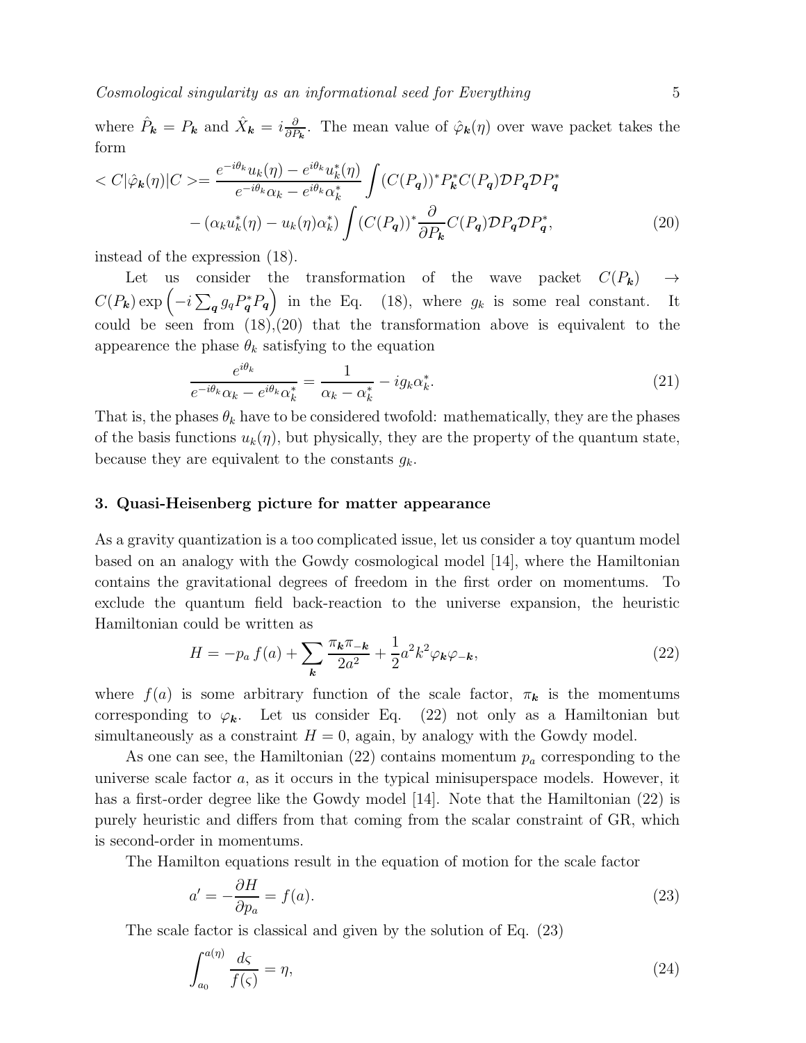where $\hat{P}_{\boldsymbol{k}} = P_{\boldsymbol{k}}$ and $\hat{X}_{\boldsymbol{k}} = i\frac{\partial}{\partial P_{\boldsymbol{k}}}$. The mean value of $\hat{\varphi}_{\boldsymbol{k}}(\eta)$ over wave packet takes the form

$$
< C|\hat{\varphi}_{\boldsymbol{k}}(\eta)|C >= \frac{e^{-i\theta_k} u_k(\eta) - e^{i\theta_k} u_k^*(\eta)}{e^{-i\theta_k}\alpha_k - e^{i\theta_k}\alpha_k^*} \int (C(P_{\boldsymbol{q}}))^* P_{\boldsymbol{k}}^* C(P_{\boldsymbol{q}}) \mathcal{D}P_{\boldsymbol{q}} \mathcal{D}P_{\boldsymbol{q}}^*
$$
$$
- (\alpha_k u_k^*(\eta) - u_k(\eta)\alpha_k^*) \int (C(P_{\boldsymbol{q}}))^* \frac{\partial}{\partial P_{\boldsymbol{k}}} C(P_{\boldsymbol{q}}) \mathcal{D}P_{\boldsymbol{q}} \mathcal{D}P_{\boldsymbol{q}}^*, \tag{20}
$$

instead of the expression (18).

Let us consider the transformation of the wave packet $C(P_{\boldsymbol{k}}) \rightarrow C(P_{\boldsymbol{k}}) \exp\left(-i \sum_{\boldsymbol{q}} g_q P_{\boldsymbol{q}}^* P_{\boldsymbol{q}}\right)$ in the Eq. (18), where $g_k$ is some real constant. It could be seen from (18),(20) that the transformation above is equivalent to the appearence the phase $\theta_k$ satisfying to the equation

$$
\frac{e^{i\theta_k}}{e^{-i\theta_k}\alpha_k - e^{i\theta_k}\alpha_k^*} = \frac{1}{\alpha_k - \alpha_k^*} - i g_k \alpha_k^*. \tag{21}
$$

That is, the phases $\theta_k$ have to be considered twofold: mathematically, they are the phases of the basis functions $u_k(\eta)$, but physically, they are the property of the quantum state, because they are equivalent to the constants $g_k$.

## 3. Quasi-Heisenberg picture for matter appearance

As a gravity quantization is a too complicated issue, let us consider a toy quantum model based on an analogy with the Gowdy cosmological model [14], where the Hamiltonian contains the gravitational degrees of freedom in the first order on momentums. To exclude the quantum field back-reaction to the universe expansion, the heuristic Hamiltonian could be written as

$$
H = -p_a\, f(a) + \sum_{\boldsymbol{k}} \frac{\pi_{\boldsymbol{k}} \pi_{-\boldsymbol{k}}}{2a^2} + \frac{1}{2} a^2 k^2 \varphi_{\boldsymbol{k}} \varphi_{-\boldsymbol{k}}, \tag{22}
$$

where $f(a)$ is some arbitrary function of the scale factor, $\pi_{\boldsymbol{k}}$ is the momentums corresponding to $\varphi_{\boldsymbol{k}}$. Let us consider Eq. (22) not only as a Hamiltonian but simultaneously as a constraint $H = 0$, again, by analogy with the Gowdy model.

As one can see, the Hamiltonian (22) contains momentum $p_a$ corresponding to the universe scale factor $a$, as it occurs in the typical minisuperspace models. However, it has a first-order degree like the Gowdy model [14]. Note that the Hamiltonian (22) is purely heuristic and differs from that coming from the scalar constraint of GR, which is second-order in momentums.

The Hamilton equations result in the equation of motion for the scale factor

$$
a' = -\frac{\partial H}{\partial p_a} = f(a). \tag{23}
$$

The scale factor is classical and given by the solution of Eq. (23)

$$
\int_{a_0}^{a(\eta)} \frac{d\varsigma}{f(\varsigma)} = \eta, \tag{24}
$$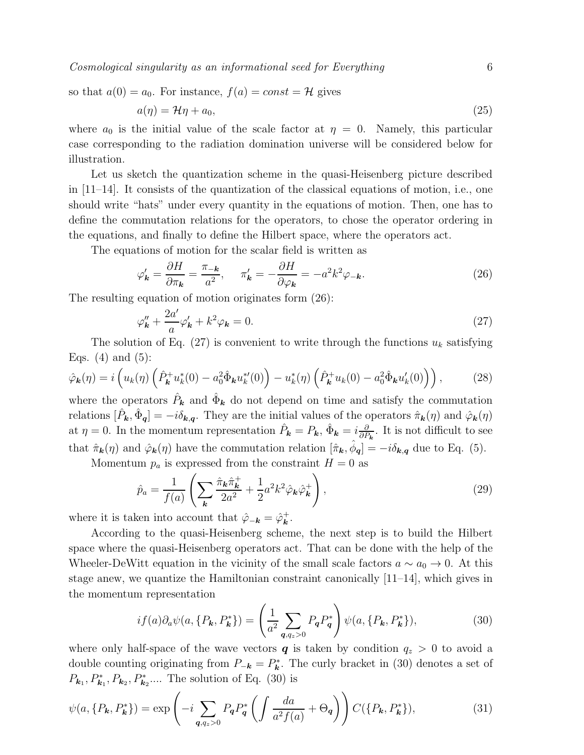so that $a(0) = a_0$. For instance, $f(a) = const = \mathcal{H}$ gives

$$a(\eta) = \mathcal{H}\eta + a_0, \tag{25}$$

where $a_0$ is the initial value of the scale factor at $\eta = 0$. Namely, this particular case corresponding to the radiation domination universe will be considered below for illustration.

Let us sketch the quantization scheme in the quasi-Heisenberg picture described in [11–14]. It consists of the quantization of the classical equations of motion, i.e., one should write "hats" under every quantity in the equations of motion. Then, one has to define the commutation relations for the operators, to chose the operator ordering in the equations, and finally to define the Hilbert space, where the operators act.

The equations of motion for the scalar field is written as

$$\varphi_{\boldsymbol{k}}' = \frac{\partial H}{\partial \pi_{\boldsymbol{k}}} = \frac{\pi_{-\boldsymbol{k}}}{a^2}, \quad \pi_{\boldsymbol{k}}' = -\frac{\partial H}{\partial \varphi_{\boldsymbol{k}}} = -a^2 k^2 \varphi_{-\boldsymbol{k}}. \tag{26}$$

The resulting equation of motion originates form (26):

$$\varphi_{\boldsymbol{k}}'' + \frac{2a'}{a}\varphi_{\boldsymbol{k}}' + k^2 \varphi_{\boldsymbol{k}} = 0. \tag{27}$$

The solution of Eq. (27) is convenient to write through the functions $u_k$ satisfying Eqs. (4) and (5):

$$\hat{\varphi}_{\boldsymbol{k}}(\eta) = i\left(u_k(\eta)\left(\hat{P}_{\boldsymbol{k}}^+ u_k^*(0) - a_0^2 \hat{\Phi}_{\boldsymbol{k}} u_k^{*\prime}(0)\right) - u_k^*(\eta)\left(\hat{P}_{\boldsymbol{k}}^+ u_k(0) - a_0^2 \hat{\Phi}_{\boldsymbol{k}} u_k'(0)\right)\right), \tag{28}$$

where the operators $\hat{P}_{\boldsymbol{k}}$ and $\hat{\Phi}_{\boldsymbol{k}}$ do not depend on time and satisfy the commutation relations $[\hat{P}_{\boldsymbol{k}}, \hat{\Phi}_{\boldsymbol{q}}] = -i\delta_{\boldsymbol{k},\boldsymbol{q}}$. They are the initial values of the operators $\hat{\pi}_{\boldsymbol{k}}(\eta)$ and $\hat{\varphi}_{\boldsymbol{k}}(\eta)$ at $\eta = 0$. In the momentum representation $\hat{P}_{\boldsymbol{k}} = P_{\boldsymbol{k}}$, $\hat{\Phi}_{\boldsymbol{k}} = i\frac{\partial}{\partial P_{\boldsymbol{k}}}$. It is not difficult to see that $\hat{\pi}_{\boldsymbol{k}}(\eta)$ and $\hat{\varphi}_{\boldsymbol{k}}(\eta)$ have the commutation relation $[\hat{\pi}_{\boldsymbol{k}}, \hat{\phi}_{\boldsymbol{q}}] = -i\delta_{\boldsymbol{k},\boldsymbol{q}}$ due to Eq. (5).

Momentum $p_a$ is expressed from the constraint $H = 0$ as

$$\hat{p}_a = \frac{1}{f(a)}\left(\sum_{\boldsymbol{k}} \frac{\hat{\pi}_{\boldsymbol{k}}\hat{\pi}_{\boldsymbol{k}}^+}{2a^2} + \frac{1}{2}a^2 k^2 \hat{\varphi}_{\boldsymbol{k}}\hat{\varphi}_{\boldsymbol{k}}^+\right), \tag{29}$$

where it is taken into account that $\hat{\varphi}_{-\boldsymbol{k}} = \hat{\varphi}_{\boldsymbol{k}}^+$.

According to the quasi-Heisenberg scheme, the next step is to build the Hilbert space where the quasi-Heisenberg operators act. That can be done with the help of the Wheeler-DeWitt equation in the vicinity of the small scale factors $a \sim a_0 \to 0$. At this stage anew, we quantize the Hamiltonian constraint canonically [11–14], which gives in the momentum representation

$$if(a)\partial_a \psi(a, \{P_{\boldsymbol{k}}, P_{\boldsymbol{k}}^*\}) = \left(\frac{1}{a^2}\sum_{\boldsymbol{q}, q_z > 0} P_{\boldsymbol{q}} P_{\boldsymbol{q}}^*\right)\psi(a, \{P_{\boldsymbol{k}}, P_{\boldsymbol{k}}^*\}), \tag{30}$$

where only half-space of the wave vectors $\boldsymbol{q}$ is taken by condition $q_z > 0$ to avoid a double counting originating from $P_{-\boldsymbol{k}} = P_{\boldsymbol{k}}^*$. The curly bracket in (30) denotes a set of $P_{\boldsymbol{k}_1}, P_{\boldsymbol{k}_1}^*, P_{\boldsymbol{k}_2}, P_{\boldsymbol{k}_2}^*$.... The solution of Eq. (30) is

$$\psi(a, \{P_{\boldsymbol{k}}, P_{\boldsymbol{k}}^*\}) = \exp\left(-i\sum_{\boldsymbol{q}, q_z > 0} P_{\boldsymbol{q}} P_{\boldsymbol{q}}^* \left(\int \frac{da}{a^2 f(a)} + \Theta_{\boldsymbol{q}}\right)\right) C(\{P_{\boldsymbol{k}}, P_{\boldsymbol{k}}^*\}), \tag{31}$$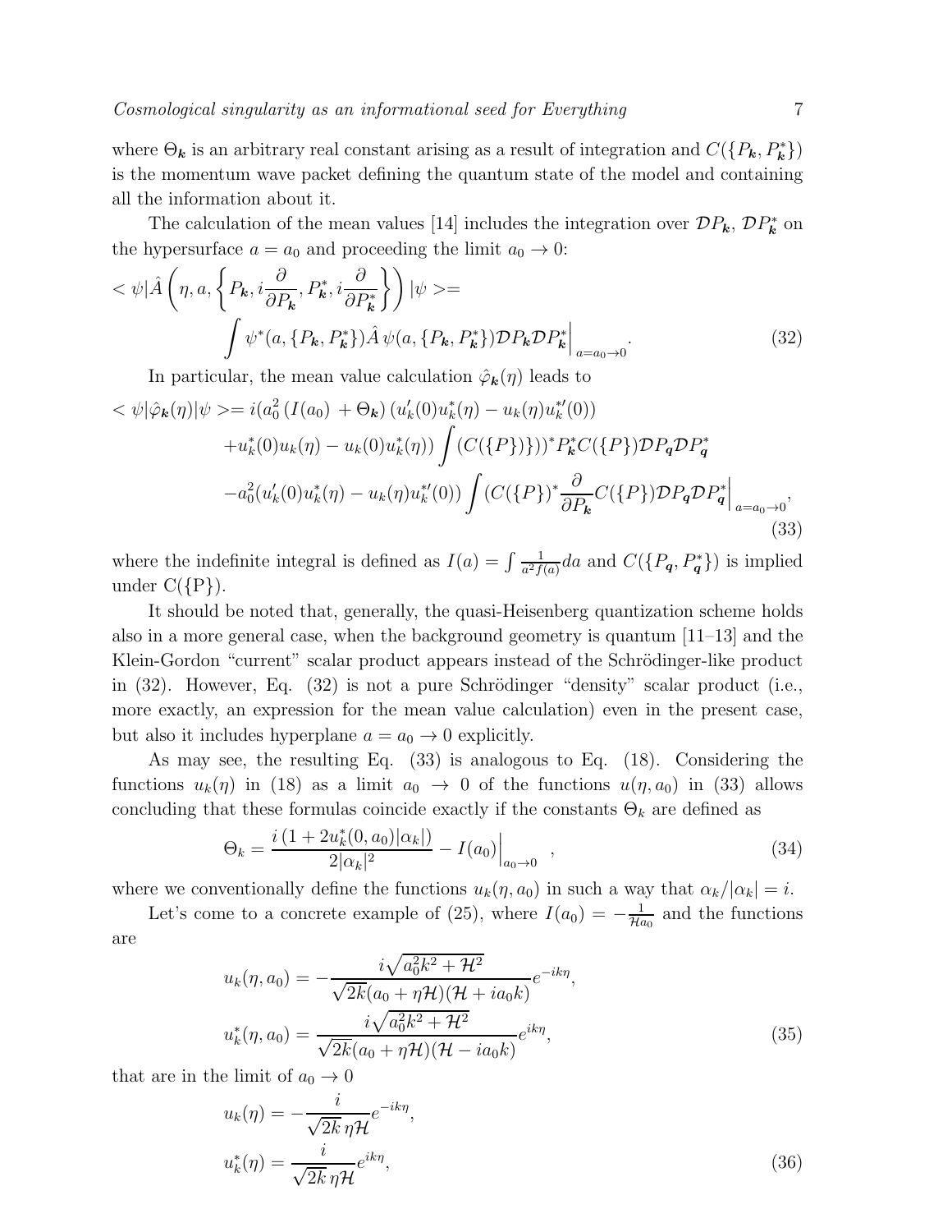where $\Theta_{\boldsymbol{k}}$ is an arbitrary real constant arising as a result of integration and $C(\{P_{\boldsymbol{k}}, P^*_{\boldsymbol{k}}\})$ is the momentum wave packet defining the quantum state of the model and containing all the information about it.

The calculation of the mean values [14] includes the integration over $\mathcal{D}P_{\boldsymbol{k}}$, $\mathcal{D}P^*_{\boldsymbol{k}}$ on the hypersurface $a = a_0$ and proceeding the limit $a_0 \to 0$:

$$
< \psi|\hat{A}\left(\eta, a, \left\{P_{\boldsymbol{k}}, i\frac{\partial}{\partial P_{\boldsymbol{k}}}, P^*_{\boldsymbol{k}}, i\frac{\partial}{\partial P^*_{\boldsymbol{k}}}\right\}\right)|\psi> = \int \psi^*(a, \{P_{\boldsymbol{k}}, P^*_{\boldsymbol{k}}\})\hat{A}\,\psi(a, \{P_{\boldsymbol{k}}, P^*_{\boldsymbol{k}}\})\mathcal{D}P_{\boldsymbol{k}}\mathcal{D}P^*_{\boldsymbol{k}}\Big|_{a=a_0\to 0}. \tag{32}
$$

In particular, the mean value calculation $\hat{\varphi}_{\boldsymbol{k}}(\eta)$ leads to

$$
\begin{aligned}
< \psi|\hat{\varphi}_{\boldsymbol{k}}(\eta)|\psi> &= i(a_0^2\,(I(a_0) + \Theta_{\boldsymbol{k}})\,(u'_k(0)u^*_k(\eta) - u_k(\eta)u^{*\prime}_k(0)) \\
&+ u^*_k(0)u_k(\eta) - u_k(0)u^*_k(\eta))\int (C(\{P\})))^* P^*_{\boldsymbol{k}} C(\{P\})\mathcal{D}P_{\boldsymbol{q}}\mathcal{D}P^*_{\boldsymbol{q}} \\
&- a_0^2(u'_k(0)u^*_k(\eta) - u_k(\eta)u^{*\prime}_k(0))\int (C(\{P\})^*\frac{\partial}{\partial P_{\boldsymbol{k}}}C(\{P\})\mathcal{D}P_{\boldsymbol{q}}\mathcal{D}P^*_{\boldsymbol{q}}\Big|_{a=a_0\to 0},
\end{aligned} \tag{33}
$$

where the indefinite integral is defined as $I(a) = \int \frac{1}{a^2 f(a)}da$ and $C(\{P_{\boldsymbol{q}}, P^*_{\boldsymbol{q}}\})$ is implied under C({P}).

It should be noted that, generally, the quasi-Heisenberg quantization scheme holds also in a more general case, when the background geometry is quantum [11–13] and the Klein-Gordon "current" scalar product appears instead of the Schrödinger-like product in (32). However, Eq. (32) is not a pure Schrödinger "density" scalar product (i.e., more exactly, an expression for the mean value calculation) even in the present case, but also it includes hyperplane $a = a_0 \to 0$ explicitly.

As may see, the resulting Eq. (33) is analogous to Eq. (18). Considering the functions $u_k(\eta)$ in (18) as a limit $a_0 \to 0$ of the functions $u(\eta, a_0)$ in (33) allows concluding that these formulas coincide exactly if the constants $\Theta_k$ are defined as

$$
\Theta_k = \frac{i\,(1 + 2u^*_k(0, a_0)|\alpha_k|)}{2|\alpha_k|^2} - I(a_0)\Big|_{a_0\to 0}\ , \tag{34}
$$

where we conventionally define the functions $u_k(\eta, a_0)$ in such a way that $\alpha_k/|\alpha_k| = i$.

Let's come to a concrete example of (25), where $I(a_0) = -\frac{1}{\mathcal{H}a_0}$ and the functions are

$$
\begin{aligned}
u_k(\eta, a_0) &= -\frac{i\sqrt{a_0^2k^2 + \mathcal{H}^2}}{\sqrt{2k}(a_0 + \eta\mathcal{H})(\mathcal{H} + ia_0k)}e^{-ik\eta}, \\
u^*_k(\eta, a_0) &= \frac{i\sqrt{a_0^2k^2 + \mathcal{H}^2}}{\sqrt{2k}(a_0 + \eta\mathcal{H})(\mathcal{H} - ia_0k)}e^{ik\eta},
\end{aligned} \tag{35}
$$

that are in the limit of $a_0 \to 0$

$$
\begin{aligned}
u_k(\eta) &= -\frac{i}{\sqrt{2k}\,\eta\mathcal{H}}e^{-ik\eta}, \\
u^*_k(\eta) &= \frac{i}{\sqrt{2k}\,\eta\mathcal{H}}e^{ik\eta},
\end{aligned} \tag{36}
$$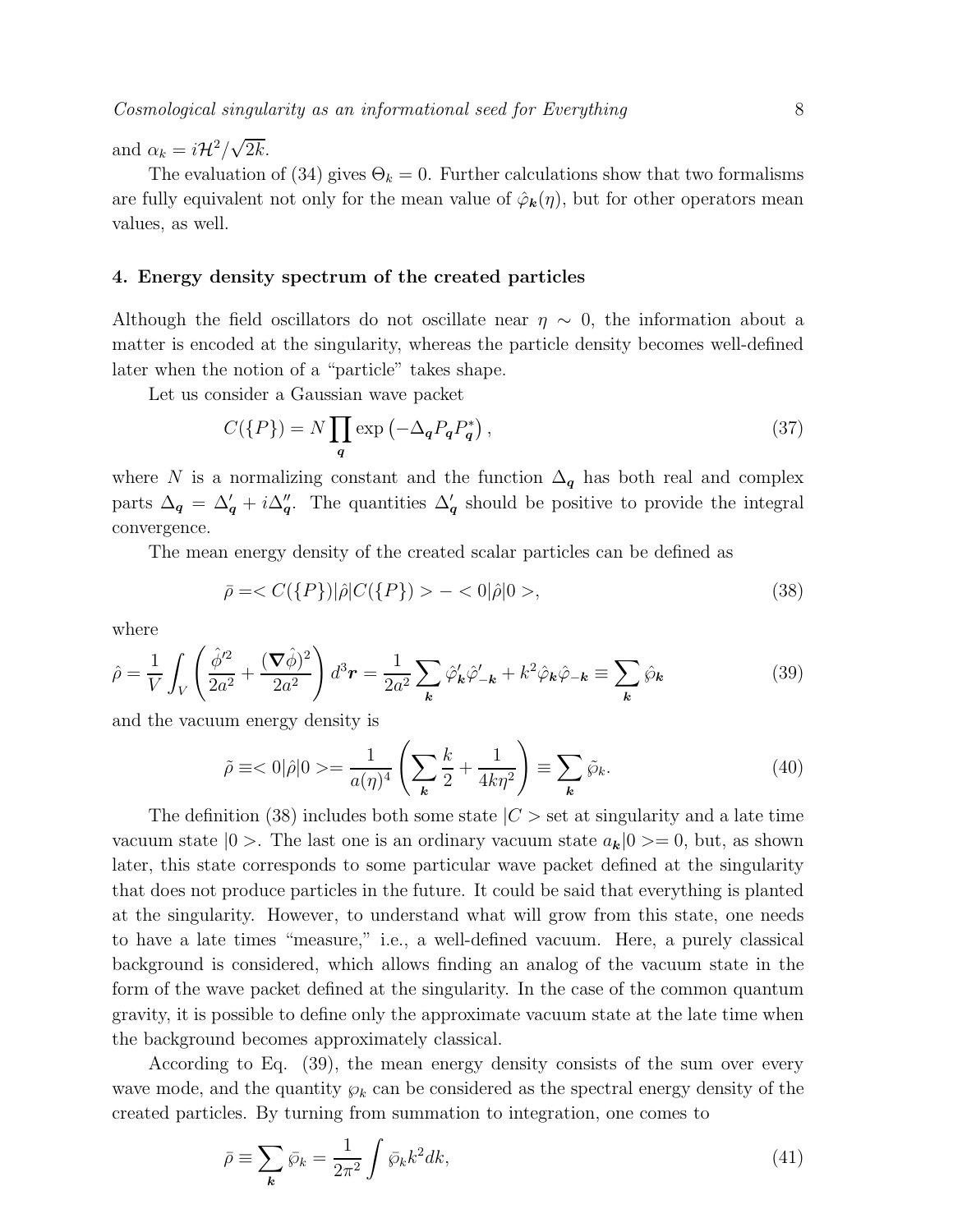and $\alpha_k = i\mathcal{H}^2/\sqrt{2k}$.

The evaluation of (34) gives $\Theta_k = 0$. Further calculations show that two formalisms are fully equivalent not only for the mean value of $\hat{\varphi}_{\boldsymbol{k}}(\eta)$, but for other operators mean values, as well.

## 4. Energy density spectrum of the created particles

Although the field oscillators do not oscillate near $\eta \sim 0$, the information about a matter is encoded at the singularity, whereas the particle density becomes well-defined later when the notion of a "particle" takes shape.

Let us consider a Gaussian wave packet

$$C(\{P\}) = N \prod_{\boldsymbol{q}} \exp\left(-\Delta_{\boldsymbol{q}} P_{\boldsymbol{q}} P^*_{\boldsymbol{q}}\right), \tag{37}$$

where $N$ is a normalizing constant and the function $\Delta_{\boldsymbol{q}}$ has both real and complex parts $\Delta_{\boldsymbol{q}} = \Delta'_{\boldsymbol{q}} + i\Delta''_{\boldsymbol{q}}$. The quantities $\Delta'_{\boldsymbol{q}}$ should be positive to provide the integral convergence.

The mean energy density of the created scalar particles can be defined as

$$\bar{\rho} =< C(\{P\})|\hat{\rho}|C(\{P\}) > - < 0|\hat{\rho}|0 >, \tag{38}$$

where

$$\hat{\rho} = \frac{1}{V}\int_V \left(\frac{\hat{\phi}'^2}{2a^2} + \frac{(\boldsymbol{\nabla}\hat{\phi})^2}{2a^2}\right) d^3\boldsymbol{r} = \frac{1}{2a^2}\sum_{\boldsymbol{k}} \hat{\varphi}'_{\boldsymbol{k}}\hat{\varphi}'_{-\boldsymbol{k}} + k^2 \hat{\varphi}_{\boldsymbol{k}}\hat{\varphi}_{-\boldsymbol{k}} \equiv \sum_{\boldsymbol{k}} \hat{\wp}_{\boldsymbol{k}} \tag{39}$$

and the vacuum energy density is

$$\tilde{\rho} \equiv < 0|\hat{\rho}|0 >= \frac{1}{a(\eta)^4}\left(\sum_{\boldsymbol{k}} \frac{k}{2} + \frac{1}{4k\eta^2}\right) \equiv \sum_{\boldsymbol{k}} \tilde{\wp}_k. \tag{40}$$

The definition (38) includes both some state $|C>$ set at singularity and a late time vacuum state $|0>$. The last one is an ordinary vacuum state $a_{\boldsymbol{k}}|0>= 0$, but, as shown later, this state corresponds to some particular wave packet defined at the singularity that does not produce particles in the future. It could be said that everything is planted at the singularity. However, to understand what will grow from this state, one needs to have a late times "measure," i.e., a well-defined vacuum. Here, a purely classical background is considered, which allows finding an analog of the vacuum state in the form of the wave packet defined at the singularity. In the case of the common quantum gravity, it is possible to define only the approximate vacuum state at the late time when the background becomes approximately classical.

According to Eq. (39), the mean energy density consists of the sum over every wave mode, and the quantity $\wp_k$ can be considered as the spectral energy density of the created particles. By turning from summation to integration, one comes to

$$\bar{\rho} \equiv \sum_{\boldsymbol{k}} \bar{\wp}_k = \frac{1}{2\pi^2}\int \bar{\wp}_k k^2 dk, \tag{41}$$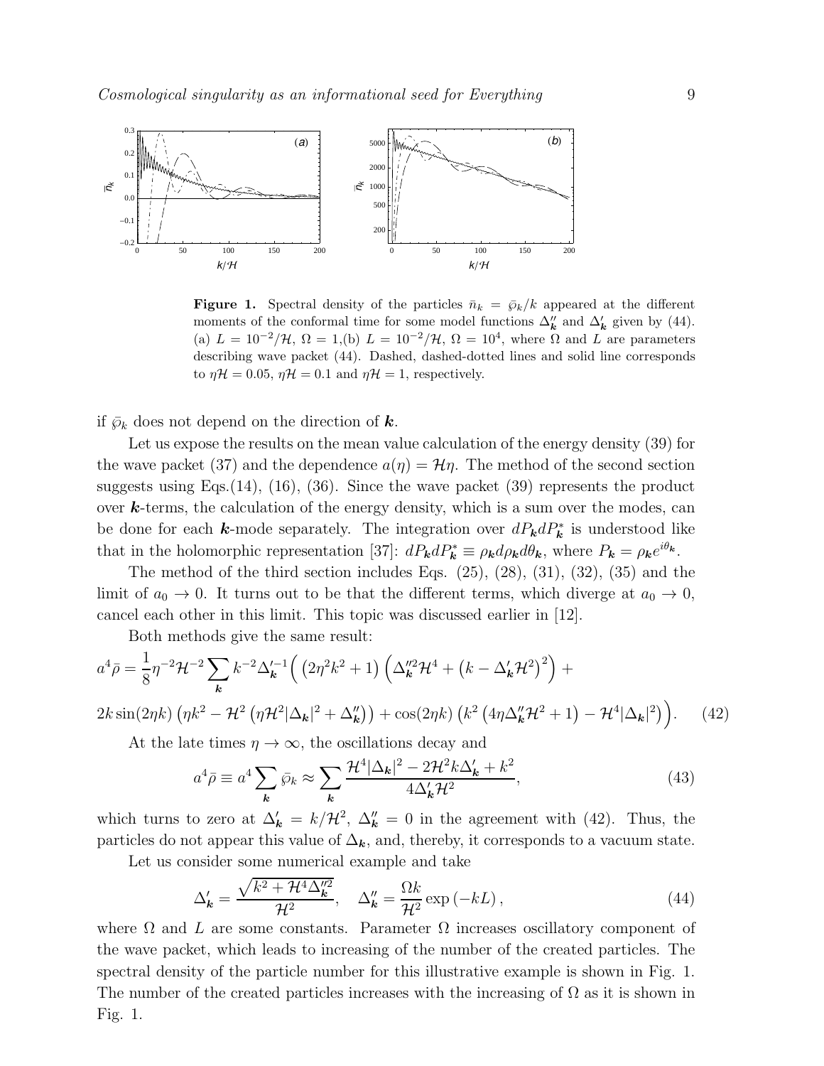**Figure 1.** Spectral density of the particles $\bar{n}_k = \bar{\wp}_k/k$ appeared at the different moments of the conformal time for some model functions $\Delta''_{\boldsymbol{k}}$ and $\Delta'_{\boldsymbol{k}}$ given by (44). (a) $L = 10^{-2}/\mathcal{H}$, $\Omega = 1$,(b) $L = 10^{-2}/\mathcal{H}$, $\Omega = 10^4$, where $\Omega$ and $L$ are parameters describing wave packet (44). Dashed, dashed-dotted lines and solid line corresponds to $\eta\mathcal{H} = 0.05$, $\eta\mathcal{H} = 0.1$ and $\eta\mathcal{H} = 1$, respectively.

if $\bar{\wp}_k$ does not depend on the direction of $\boldsymbol{k}$.

Let us expose the results on the mean value calculation of the energy density (39) for the wave packet (37) and the dependence $a(\eta) = \mathcal{H}\eta$. The method of the second section suggests using Eqs.(14), (16), (36). Since the wave packet (39) represents the product over $\boldsymbol{k}$-terms, the calculation of the energy density, which is a sum over the modes, can be done for each $\boldsymbol{k}$-mode separately. The integration over $dP_{\boldsymbol{k}}dP^*_{\boldsymbol{k}}$ is understood like that in the holomorphic representation [37]: $dP_{\boldsymbol{k}}dP^*_{\boldsymbol{k}} \equiv \rho_{\boldsymbol{k}}d\rho_{\boldsymbol{k}}d\theta_{\boldsymbol{k}}$, where $P_{\boldsymbol{k}} = \rho_{\boldsymbol{k}}e^{i\theta_{\boldsymbol{k}}}$.

The method of the third section includes Eqs. (25), (28), (31), (32), (35) and the limit of $a_0 \to 0$. It turns out to be that the different terms, which diverge at $a_0 \to 0$, cancel each other in this limit. This topic was discussed earlier in [12].

Both methods give the same result:

$$
a^4\bar{\rho} = \frac{1}{8}\eta^{-2}\mathcal{H}^{-2}\sum_{\boldsymbol{k}} k^{-2}\Delta'^{-1}_{\boldsymbol{k}}\Big(\left(2\eta^2k^2+1\right)\left(\Delta''^2_{\boldsymbol{k}}\mathcal{H}^4 + \left(k - \Delta'_{\boldsymbol{k}}\mathcal{H}^2\right)^2\right) +
$$

$$
2k\sin(2\eta k)\left(\eta k^2 - \mathcal{H}^2\left(\eta\mathcal{H}^2|\Delta_{\boldsymbol{k}}|^2 + \Delta''_{\boldsymbol{k}}\right)\right) + \cos(2\eta k)\left(k^2\left(4\eta\Delta''_{\boldsymbol{k}}\mathcal{H}^2+1\right) - \mathcal{H}^4|\Delta_{\boldsymbol{k}}|^2\right)\Big). \qquad (42)
$$

At the late times $\eta \to \infty$, the oscillations decay and

$$
a^4\bar{\rho} \equiv a^4\sum_{\boldsymbol{k}}\bar{\wp}_k \approx \sum_{\boldsymbol{k}}\frac{\mathcal{H}^4|\Delta_{\boldsymbol{k}}|^2 - 2\mathcal{H}^2k\Delta'_{\boldsymbol{k}} + k^2}{4\Delta'_{\boldsymbol{k}}\mathcal{H}^2}, \qquad (43)
$$

which turns to zero at $\Delta'_{\boldsymbol{k}} = k/\mathcal{H}^2$, $\Delta''_{\boldsymbol{k}} = 0$ in the agreement with (42). Thus, the particles do not appear this value of $\Delta_{\boldsymbol{k}}$, and, thereby, it corresponds to a vacuum state.

Let us consider some numerical example and take

$$
\Delta'_{\boldsymbol{k}} = \frac{\sqrt{k^2 + \mathcal{H}^4\Delta''^2_{\boldsymbol{k}}}}{\mathcal{H}^2}, \quad \Delta''_{\boldsymbol{k}} = \frac{\Omega k}{\mathcal{H}^2}\exp\left(-kL\right), \qquad (44)
$$

where $\Omega$ and $L$ are some constants. Parameter $\Omega$ increases oscillatory component of the wave packet, which leads to increasing of the number of the created particles. The spectral density of the particle number for this illustrative example is shown in Fig. 1. The number of the created particles increases with the increasing of $\Omega$ as it is shown in Fig. 1.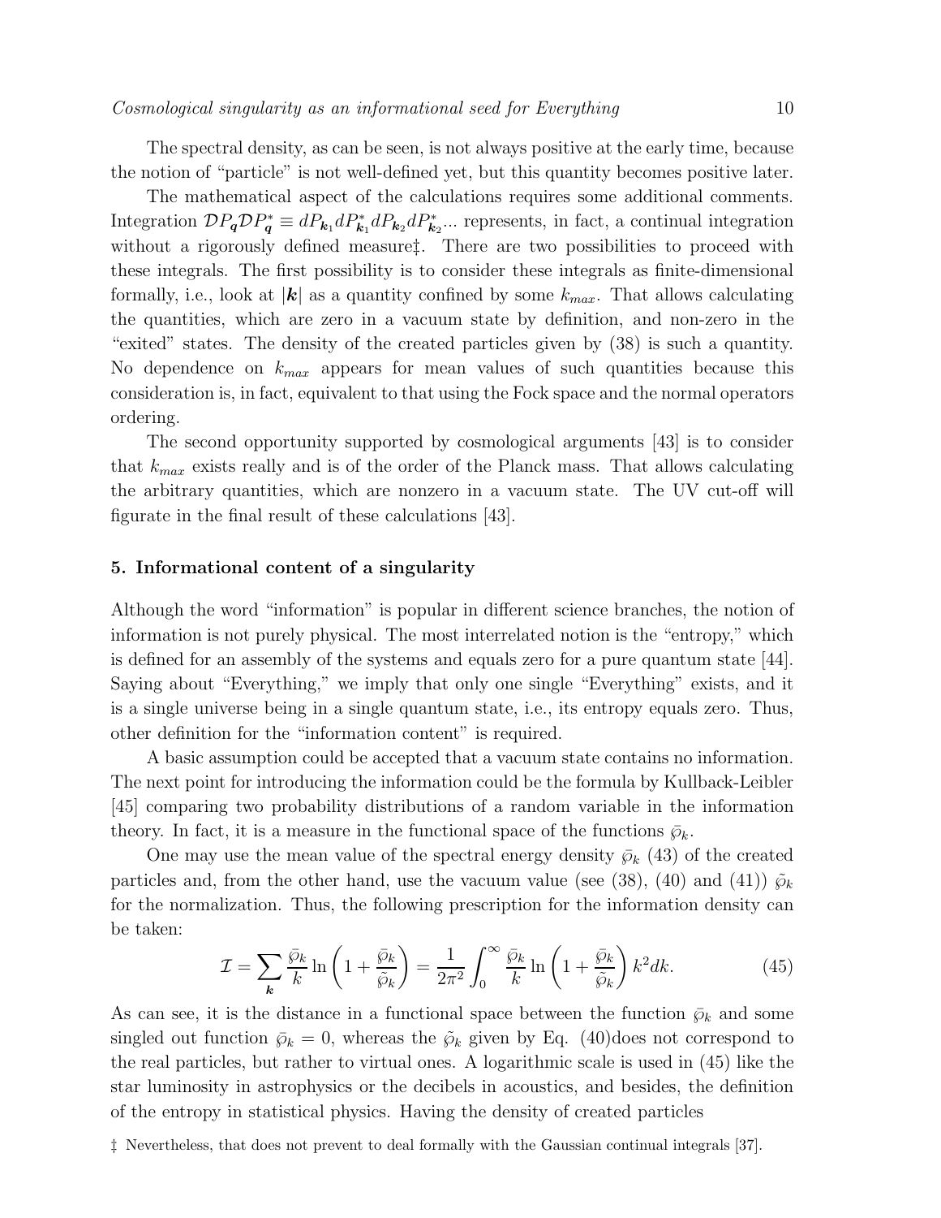The spectral density, as can be seen, is not always positive at the early time, because the notion of "particle" is not well-defined yet, but this quantity becomes positive later.

The mathematical aspect of the calculations requires some additional comments. Integration $\mathcal{D}P_{\boldsymbol{q}}\mathcal{D}P^*_{\boldsymbol{q}} \equiv dP_{\boldsymbol{k}_1}dP^*_{\boldsymbol{k}_1}dP_{\boldsymbol{k}_2}dP^*_{\boldsymbol{k}_2}...$ represents, in fact, a continual integration without a rigorously defined measure‡. There are two possibilities to proceed with these integrals. The first possibility is to consider these integrals as finite-dimensional formally, i.e., look at $|\boldsymbol{k}|$ as a quantity confined by some $k_{max}$. That allows calculating the quantities, which are zero in a vacuum state by definition, and non-zero in the "exited" states. The density of the created particles given by (38) is such a quantity. No dependence on $k_{max}$ appears for mean values of such quantities because this consideration is, in fact, equivalent to that using the Fock space and the normal operators ordering.

The second opportunity supported by cosmological arguments [43] is to consider that $k_{max}$ exists really and is of the order of the Planck mass. That allows calculating the arbitrary quantities, which are nonzero in a vacuum state. The UV cut-off will figurate in the final result of these calculations [43].

## 5. Informational content of a singularity

Although the word "information" is popular in different science branches, the notion of information is not purely physical. The most interrelated notion is the "entropy," which is defined for an assembly of the systems and equals zero for a pure quantum state [44]. Saying about "Everything," we imply that only one single "Everything" exists, and it is a single universe being in a single quantum state, i.e., its entropy equals zero. Thus, other definition for the "information content" is required.

A basic assumption could be accepted that a vacuum state contains no information. The next point for introducing the information could be the formula by Kullback-Leibler [45] comparing two probability distributions of a random variable in the information theory. In fact, it is a measure in the functional space of the functions $\bar{\wp}_k$.

One may use the mean value of the spectral energy density $\bar{\wp}_k$ (43) of the created particles and, from the other hand, use the vacuum value (see (38), (40) and (41)) $\tilde{\wp}_k$ for the normalization. Thus, the following prescription for the information density can be taken:

$$\mathcal{I} = \sum_{\boldsymbol{k}} \frac{\bar{\wp}_k}{k} \ln\left(1 + \frac{\bar{\wp}_k}{\tilde{\wp}_k}\right) = \frac{1}{2\pi^2}\int_0^\infty \frac{\bar{\wp}_k}{k} \ln\left(1 + \frac{\bar{\wp}_k}{\tilde{\wp}_k}\right) k^2 dk. \tag{45}$$

As can see, it is the distance in a functional space between the function $\bar{\wp}_k$ and some singled out function $\bar{\wp}_k = 0$, whereas the $\tilde{\wp}_k$ given by Eq. (40)does not correspond to the real particles, but rather to virtual ones. A logarithmic scale is used in (45) like the star luminosity in astrophysics or the decibels in acoustics, and besides, the definition of the entropy in statistical physics. Having the density of created particles

‡ Nevertheless, that does not prevent to deal formally with the Gaussian continual integrals [37].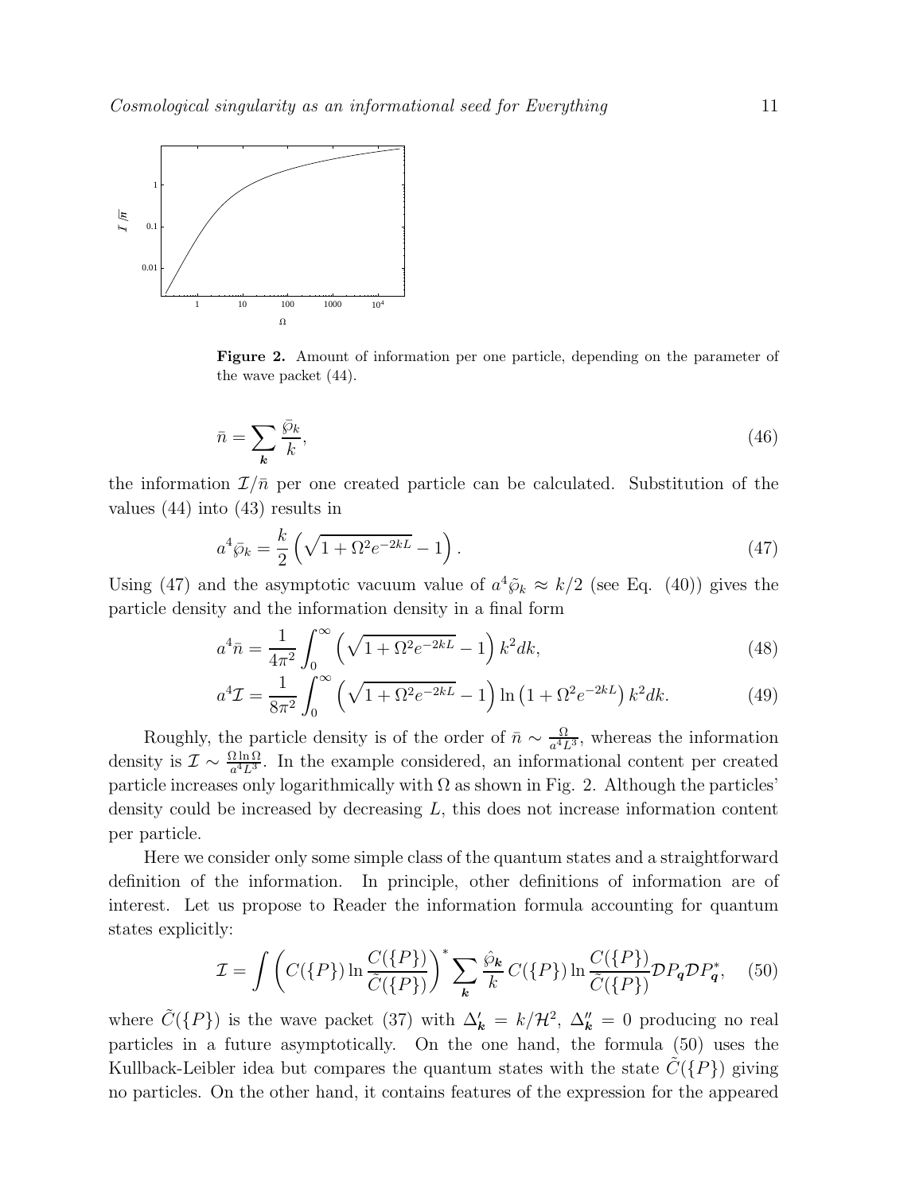**Figure 2.** Amount of information per one particle, depending on the parameter of the wave packet (44).

$$\bar{n} = \sum_{\boldsymbol{k}} \frac{\bar{\wp}_k}{k}, \tag{46}$$

the information $\mathcal{I}/\bar{n}$ per one created particle can be calculated. Substitution of the values (44) into (43) results in

$$a^4 \bar{\wp}_k = \frac{k}{2} \left( \sqrt{1 + \Omega^2 e^{-2kL}} - 1 \right). \tag{47}$$

Using (47) and the asymptotic vacuum value of $a^4 \tilde{\wp}_k \approx k/2$ (see Eq. (40)) gives the particle density and the information density in a final form

$$a^4 \bar{n} = \frac{1}{4\pi^2} \int_0^\infty \left( \sqrt{1 + \Omega^2 e^{-2kL}} - 1 \right) k^2 dk, \tag{48}$$

$$a^4 \mathcal{I} = \frac{1}{8\pi^2} \int_0^\infty \left( \sqrt{1 + \Omega^2 e^{-2kL}} - 1 \right) \ln \left( 1 + \Omega^2 e^{-2kL} \right) k^2 dk. \tag{49}$$

Roughly, the particle density is of the order of $\bar{n} \sim \frac{\Omega}{a^4 L^3}$, whereas the information density is $\mathcal{I} \sim \frac{\Omega \ln \Omega}{a^4 L^3}$. In the example considered, an informational content per created particle increases only logarithmically with $\Omega$ as shown in Fig. 2. Although the particles' density could be increased by decreasing $L$, this does not increase information content per particle.

Here we consider only some simple class of the quantum states and a straightforward definition of the information. In principle, other definitions of information are of interest. Let us propose to Reader the information formula accounting for quantum states explicitly:

$$\mathcal{I} = \int \left( C(\{P\}) \ln \frac{C(\{P\})}{\tilde{C}(\{P\})} \right)^* \sum_{\boldsymbol{k}} \frac{\hat{\wp}_{\boldsymbol{k}}}{k} \, C(\{P\}) \ln \frac{C(\{P\})}{\tilde{C}(\{P\})} \mathcal{D}P_{\boldsymbol{q}} \mathcal{D}P^*_{\boldsymbol{q}}, \tag{50}$$

where $\tilde{C}(\{P\})$ is the wave packet (37) with $\Delta'_{\boldsymbol{k}} = k/\mathcal{H}^2$, $\Delta''_{\boldsymbol{k}} = 0$ producing no real particles in a future asymptotically. On the one hand, the formula (50) uses the Kullback-Leibler idea but compares the quantum states with the state $\tilde{C}(\{P\})$ giving no particles. On the other hand, it contains features of the expression for the appeared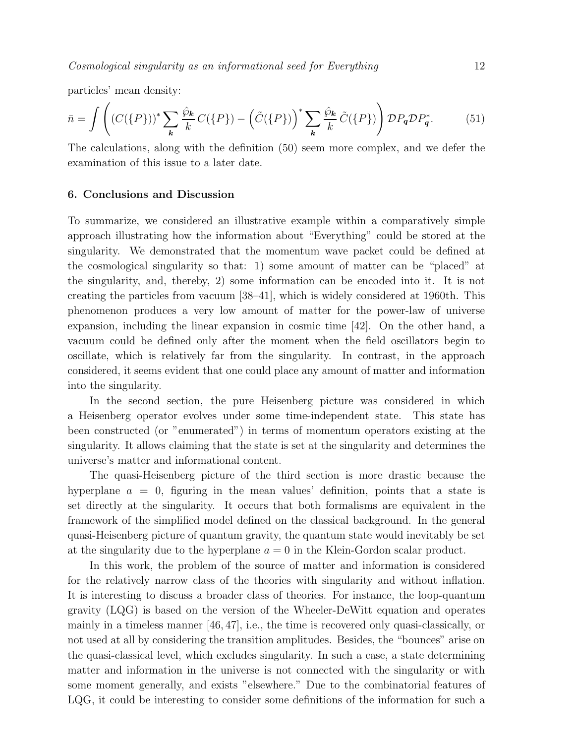particles' mean density:

$$
\bar{n} = \int \left( (C(\{P\}))^* \sum_{\boldsymbol{k}} \frac{\hat{\wp}_{\boldsymbol{k}}}{k} C(\{P\}) - \left(\tilde{C}(\{P\})\right)^* \sum_{\boldsymbol{k}} \frac{\hat{\wp}_{\boldsymbol{k}}}{k} \tilde{C}(\{P\}) \right) \mathcal{D}P_{\boldsymbol{q}} \mathcal{D}P^*_{\boldsymbol{q}}. \tag{51}
$$

The calculations, along with the definition (50) seem more complex, and we defer the examination of this issue to a later date.

## 6. Conclusions and Discussion

To summarize, we considered an illustrative example within a comparatively simple approach illustrating how the information about "Everything" could be stored at the singularity. We demonstrated that the momentum wave packet could be defined at the cosmological singularity so that: 1) some amount of matter can be "placed" at the singularity, and, thereby, 2) some information can be encoded into it. It is not creating the particles from vacuum [38–41], which is widely considered at 1960th. This phenomenon produces a very low amount of matter for the power-law of universe expansion, including the linear expansion in cosmic time [42]. On the other hand, a vacuum could be defined only after the moment when the field oscillators begin to oscillate, which is relatively far from the singularity. In contrast, in the approach considered, it seems evident that one could place any amount of matter and information into the singularity.

In the second section, the pure Heisenberg picture was considered in which a Heisenberg operator evolves under some time-independent state. This state has been constructed (or "enumerated") in terms of momentum operators existing at the singularity. It allows claiming that the state is set at the singularity and determines the universe's matter and informational content.

The quasi-Heisenberg picture of the third section is more drastic because the hyperplane $a = 0$, figuring in the mean values' definition, points that a state is set directly at the singularity. It occurs that both formalisms are equivalent in the framework of the simplified model defined on the classical background. In the general quasi-Heisenberg picture of quantum gravity, the quantum state would inevitably be set at the singularity due to the hyperplane $a = 0$ in the Klein-Gordon scalar product.

In this work, the problem of the source of matter and information is considered for the relatively narrow class of the theories with singularity and without inflation. It is interesting to discuss a broader class of theories. For instance, the loop-quantum gravity (LQG) is based on the version of the Wheeler-DeWitt equation and operates mainly in a timeless manner [46, 47], i.e., the time is recovered only quasi-classically, or not used at all by considering the transition amplitudes. Besides, the "bounces" arise on the quasi-classical level, which excludes singularity. In such a case, a state determining matter and information in the universe is not connected with the singularity or with some moment generally, and exists "elsewhere." Due to the combinatorial features of LQG, it could be interesting to consider some definitions of the information for such a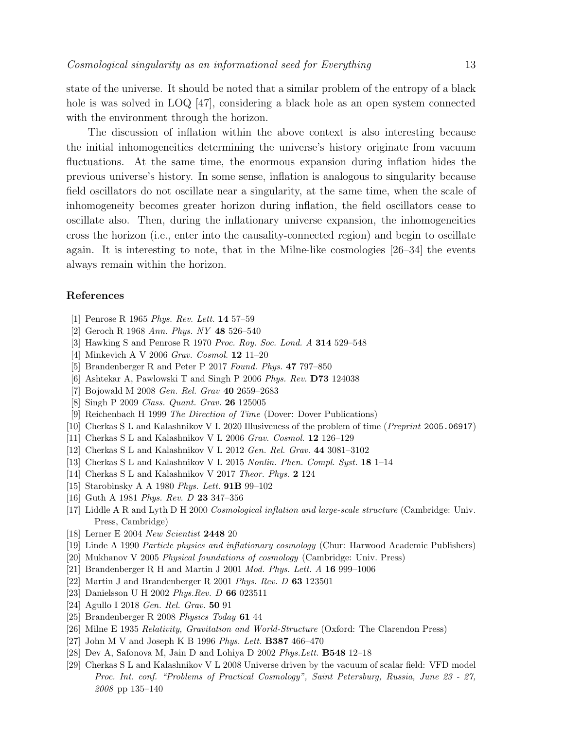state of the universe. It should be noted that a similar problem of the entropy of a black hole is was solved in LOQ [47], considering a black hole as an open system connected with the environment through the horizon.

The discussion of inflation within the above context is also interesting because the initial inhomogeneities determining the universe's history originate from vacuum fluctuations. At the same time, the enormous expansion during inflation hides the previous universe's history. In some sense, inflation is analogous to singularity because field oscillators do not oscillate near a singularity, at the same time, when the scale of inhomogeneity becomes greater horizon during inflation, the field oscillators cease to oscillate also. Then, during the inflationary universe expansion, the inhomogeneities cross the horizon (i.e., enter into the causality-connected region) and begin to oscillate again. It is interesting to note, that in the Milne-like cosmologies [26–34] the events always remain within the horizon.

## References

[1] Penrose R 1965 *Phys. Rev. Lett.* **14** 57–59
[2] Geroch R 1968 *Ann. Phys. NY* **48** 526–540
[3] Hawking S and Penrose R 1970 *Proc. Roy. Soc. Lond. A* **314** 529–548
[4] Minkevich A V 2006 *Grav. Cosmol.* **12** 11–20
[5] Brandenberger R and Peter P 2017 *Found. Phys.* **47** 797–850
[6] Ashtekar A, Pawlowski T and Singh P 2006 *Phys. Rev.* **D73** 124038
[7] Bojowald M 2008 *Gen. Rel. Grav* **40** 2659–2683
[8] Singh P 2009 *Class. Quant. Grav.* **26** 125005
[9] Reichenbach H 1999 *The Direction of Time* (Dover: Dover Publications)
[10] Cherkas S L and Kalashnikov V L 2020 Illusiveness of the problem of time (*Preprint* 2005.06917)
[11] Cherkas S L and Kalashnikov V L 2006 *Grav. Cosmol.* **12** 126–129
[12] Cherkas S L and Kalashnikov V L 2012 *Gen. Rel. Grav.* **44** 3081–3102
[13] Cherkas S L and Kalashnikov V L 2015 *Nonlin. Phen. Compl. Syst.* **18** 1–14
[14] Cherkas S L and Kalashnikov V 2017 *Theor. Phys.* **2** 124
[15] Starobinsky A A 1980 *Phys. Lett.* **91B** 99–102
[16] Guth A 1981 *Phys. Rev. D* **23** 347–356
[17] Liddle A R and Lyth D H 2000 *Cosmological inflation and large-scale structure* (Cambridge: Univ. Press, Cambridge)
[18] Lerner E 2004 *New Scientist* **2448** 20
[19] Linde A 1990 *Particle physics and inflationary cosmology* (Chur: Harwood Academic Publishers)
[20] Mukhanov V 2005 *Physical foundations of cosmology* (Cambridge: Univ. Press)
[21] Brandenberger R H and Martin J 2001 *Mod. Phys. Lett. A* **16** 999–1006
[22] Martin J and Brandenberger R 2001 *Phys. Rev. D* **63** 123501
[23] Danielsson U H 2002 *Phys.Rev. D* **66** 023511
[24] Agullo I 2018 *Gen. Rel. Grav.* **50** 91
[25] Brandenberger R 2008 *Physics Today* **61** 44
[26] Milne E 1935 *Relativity, Gravitation and World-Structure* (Oxford: The Clarendon Press)
[27] John M V and Joseph K B 1996 *Phys. Lett.* **B387** 466–470
[28] Dev A, Safonova M, Jain D and Lohiya D 2002 *Phys.Lett.* **B548** 12–18
[29] Cherkas S L and Kalashnikov V L 2008 Universe driven by the vacuum of scalar field: VFD model *Proc. Int. conf. "Problems of Practical Cosmology", Saint Petersburg, Russia, June 23 - 27, 2008* pp 135–140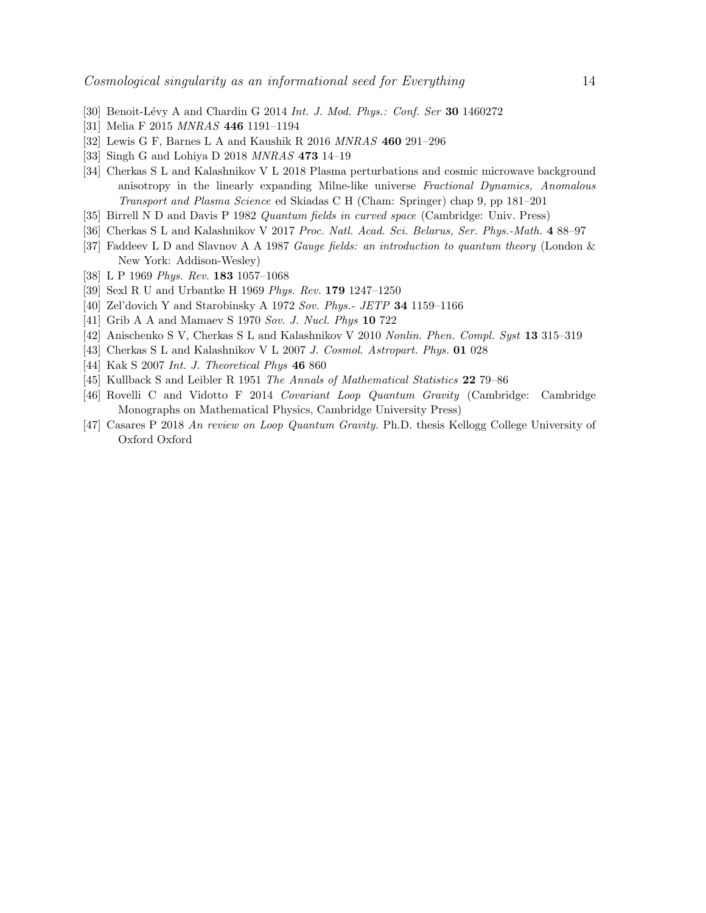[30] Benoit-Lévy A and Chardin G 2014 *Int. J. Mod. Phys.: Conf. Ser* **30** 1460272

[31] Melia F 2015 *MNRAS* **446** 1191–1194

[32] Lewis G F, Barnes L A and Kaushik R 2016 *MNRAS* **460** 291–296

[33] Singh G and Lohiya D 2018 *MNRAS* **473** 14–19

[34] Cherkas S L and Kalashnikov V L 2018 Plasma perturbations and cosmic microwave background anisotropy in the linearly expanding Milne-like universe *Fractional Dynamics, Anomalous Transport and Plasma Science* ed Skiadas C H (Cham: Springer) chap 9, pp 181–201

[35] Birrell N D and Davis P 1982 *Quantum fields in curved space* (Cambridge: Univ. Press)

[36] Cherkas S L and Kalashnikov V 2017 *Proc. Natl. Acad. Sci. Belarus, Ser. Phys.-Math.* **4** 88–97

[37] Faddeev L D and Slavnov A A 1987 *Gauge fields: an introduction to quantum theory* (London & New York: Addison-Wesley)

[38] L P 1969 *Phys. Rev.* **183** 1057–1068

[39] Sexl R U and Urbantke H 1969 *Phys. Rev.* **179** 1247–1250

[40] Zel'dovich Y and Starobinsky A 1972 *Sov. Phys.- JETP* **34** 1159–1166

[41] Grib A A and Mamaev S 1970 *Sov. J. Nucl. Phys* **10** 722

[42] Anischenko S V, Cherkas S L and Kalashnikov V 2010 *Nonlin. Phen. Compl. Syst* **13** 315–319

[43] Cherkas S L and Kalashnikov V L 2007 *J. Cosmol. Astropart. Phys.* **01** 028

[44] Kak S 2007 *Int. J. Theoretical Phys* **46** 860

[45] Kullback S and Leibler R 1951 *The Annals of Mathematical Statistics* **22** 79–86

[46] Rovelli C and Vidotto F 2014 *Covariant Loop Quantum Gravity* (Cambridge: Cambridge Monographs on Mathematical Physics, Cambridge University Press)

[47] Casares P 2018 *An review on Loop Quantum Gravity.* Ph.D. thesis Kellogg College University of Oxford Oxford